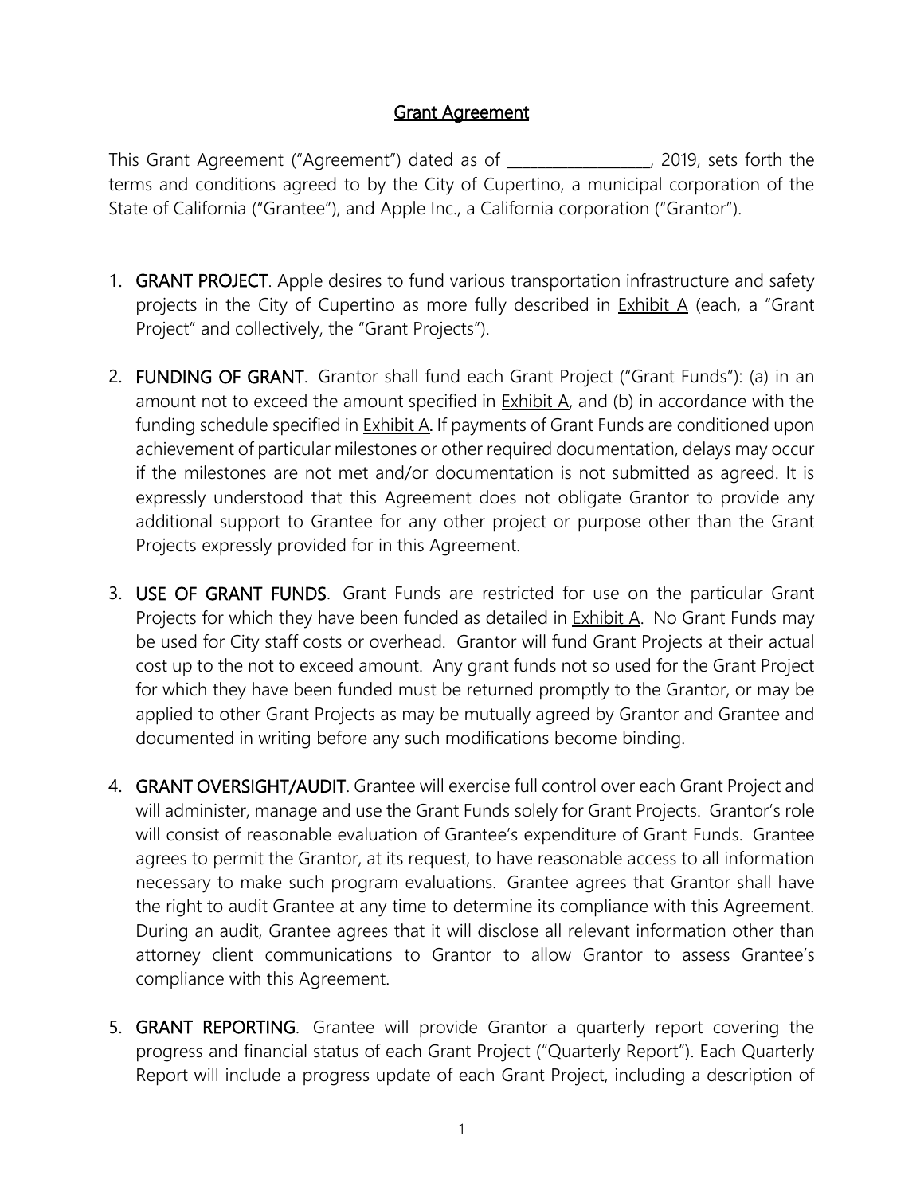# Grant Agreement

This Grant Agreement ("Agreement") dated as of __________________, 2019, sets forth the terms and conditions agreed to by the City of Cupertino, a municipal corporation of the State of California ("Grantee"), and Apple Inc., a California corporation ("Grantor").

1. **GRANT PROJECT**. Apple desires to fund various transportation infrastructure and safety projects in the City of Cupertino as more fully described in Exhibit A (each, a "Grant Project" and collectively, the "Grant Projects").

2. **FUNDING OF GRANT**. Grantor shall fund each Grant Project ("Grant Funds"): (a) in an amount not to exceed the amount specified in Exhibit A, and (b) in accordance with the funding schedule specified in Exhibit A. If payments of Grant Funds are conditioned upon achievement of particular milestones or other required documentation, delays may occur if the milestones are not met and/or documentation is not submitted as agreed. It is expressly understood that this Agreement does not obligate Grantor to provide any additional support to Grantee for any other project or purpose other than the Grant Projects expressly provided for in this Agreement.

3. **USE OF GRANT FUNDS**. Grant Funds are restricted for use on the particular Grant Projects for which they have been funded as detailed in Exhibit A. No Grant Funds may be used for City staff costs or overhead. Grantor will fund Grant Projects at their actual cost up to the not to exceed amount. Any grant funds not so used for the Grant Project for which they have been funded must be returned promptly to the Grantor, or may be applied to other Grant Projects as may be mutually agreed by Grantor and Grantee and documented in writing before any such modifications become binding.

4. **GRANT OVERSIGHT/AUDIT**. Grantee will exercise full control over each Grant Project and will administer, manage and use the Grant Funds solely for Grant Projects. Grantor's role will consist of reasonable evaluation of Grantee's expenditure of Grant Funds. Grantee agrees to permit the Grantor, at its request, to have reasonable access to all information necessary to make such program evaluations. Grantee agrees that Grantor shall have the right to audit Grantee at any time to determine its compliance with this Agreement. During an audit, Grantee agrees that it will disclose all relevant information other than attorney client communications to Grantor to allow Grantor to assess Grantee's compliance with this Agreement.

5. **GRANT REPORTING**. Grantee will provide Grantor a quarterly report covering the progress and financial status of each Grant Project ("Quarterly Report"). Each Quarterly Report will include a progress update of each Grant Project, including a description of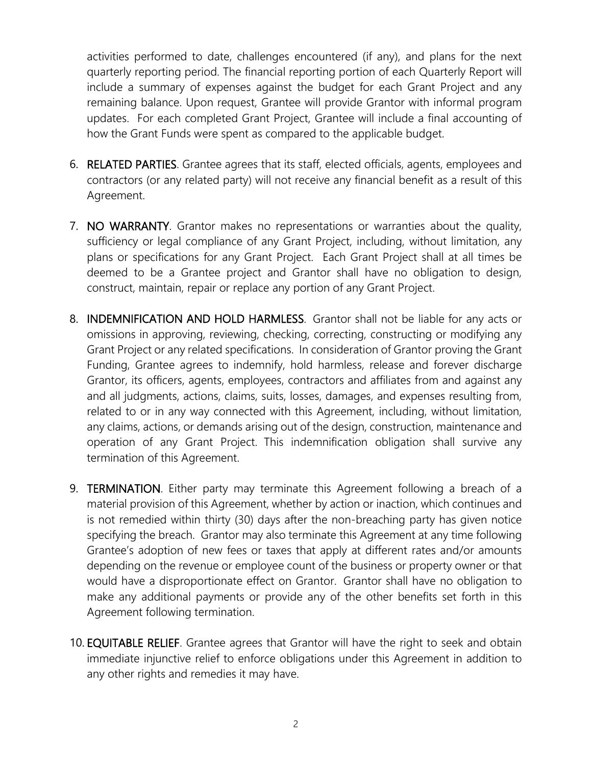activities performed to date, challenges encountered (if any), and plans for the next quarterly reporting period. The financial reporting portion of each Quarterly Report will include a summary of expenses against the budget for each Grant Project and any remaining balance. Upon request, Grantee will provide Grantor with informal program updates. For each completed Grant Project, Grantee will include a final accounting of how the Grant Funds were spent as compared to the applicable budget.

6. **RELATED PARTIES**. Grantee agrees that its staff, elected officials, agents, employees and contractors (or any related party) will not receive any financial benefit as a result of this Agreement.

7. **NO WARRANTY**. Grantor makes no representations or warranties about the quality, sufficiency or legal compliance of any Grant Project, including, without limitation, any plans or specifications for any Grant Project. Each Grant Project shall at all times be deemed to be a Grantee project and Grantor shall have no obligation to design, construct, maintain, repair or replace any portion of any Grant Project.

8. **INDEMNIFICATION AND HOLD HARMLESS**. Grantor shall not be liable for any acts or omissions in approving, reviewing, checking, correcting, constructing or modifying any Grant Project or any related specifications. In consideration of Grantor proving the Grant Funding, Grantee agrees to indemnify, hold harmless, release and forever discharge Grantor, its officers, agents, employees, contractors and affiliates from and against any and all judgments, actions, claims, suits, losses, damages, and expenses resulting from, related to or in any way connected with this Agreement, including, without limitation, any claims, actions, or demands arising out of the design, construction, maintenance and operation of any Grant Project. This indemnification obligation shall survive any termination of this Agreement.

9. **TERMINATION**. Either party may terminate this Agreement following a breach of a material provision of this Agreement, whether by action or inaction, which continues and is not remedied within thirty (30) days after the non-breaching party has given notice specifying the breach. Grantor may also terminate this Agreement at any time following Grantee's adoption of new fees or taxes that apply at different rates and/or amounts depending on the revenue or employee count of the business or property owner or that would have a disproportionate effect on Grantor. Grantor shall have no obligation to make any additional payments or provide any of the other benefits set forth in this Agreement following termination.

10. **EQUITABLE RELIEF**. Grantee agrees that Grantor will have the right to seek and obtain immediate injunctive relief to enforce obligations under this Agreement in addition to any other rights and remedies it may have.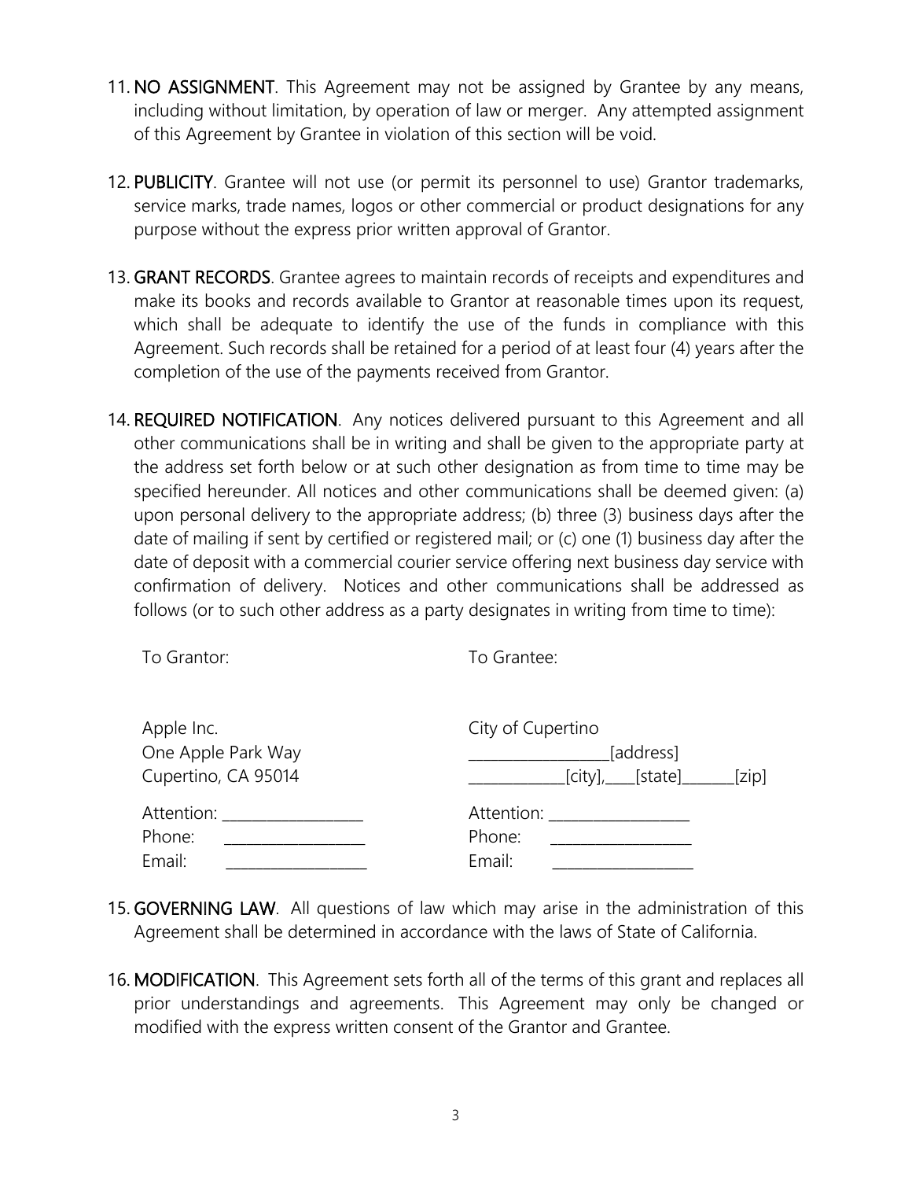11. **NO ASSIGNMENT**. This Agreement may not be assigned by Grantee by any means, including without limitation, by operation of law or merger. Any attempted assignment of this Agreement by Grantee in violation of this section will be void.

12. **PUBLICITY**. Grantee will not use (or permit its personnel to use) Grantor trademarks, service marks, trade names, logos or other commercial or product designations for any purpose without the express prior written approval of Grantor.

13. **GRANT RECORDS**. Grantee agrees to maintain records of receipts and expenditures and make its books and records available to Grantor at reasonable times upon its request, which shall be adequate to identify the use of the funds in compliance with this Agreement. Such records shall be retained for a period of at least four (4) years after the completion of the use of the payments received from Grantor.

14. **REQUIRED NOTIFICATION**. Any notices delivered pursuant to this Agreement and all other communications shall be in writing and shall be given to the appropriate party at the address set forth below or at such other designation as from time to time may be specified hereunder. All notices and other communications shall be deemed given: (a) upon personal delivery to the appropriate address; (b) three (3) business days after the date of mailing if sent by certified or registered mail; or (c) one (1) business day after the date of deposit with a commercial courier service offering next business day service with confirmation of delivery. Notices and other communications shall be addressed as follows (or to such other address as a party designates in writing from time to time):

| To Grantor: | To Grantee: |
|---|---|
| Apple Inc.<br>One Apple Park Way<br>Cupertino, CA 95014 | City of Cupertino<br>__________________[address]<br>_____________[city],____[state]_______[zip] |
| Attention: __________________<br>Phone: __________________<br>Email: __________________ | Attention: __________________<br>Phone: __________________<br>Email: __________________ |

15. **GOVERNING LAW**. All questions of law which may arise in the administration of this Agreement shall be determined in accordance with the laws of State of California.

16. **MODIFICATION**. This Agreement sets forth all of the terms of this grant and replaces all prior understandings and agreements. This Agreement may only be changed or modified with the express written consent of the Grantor and Grantee.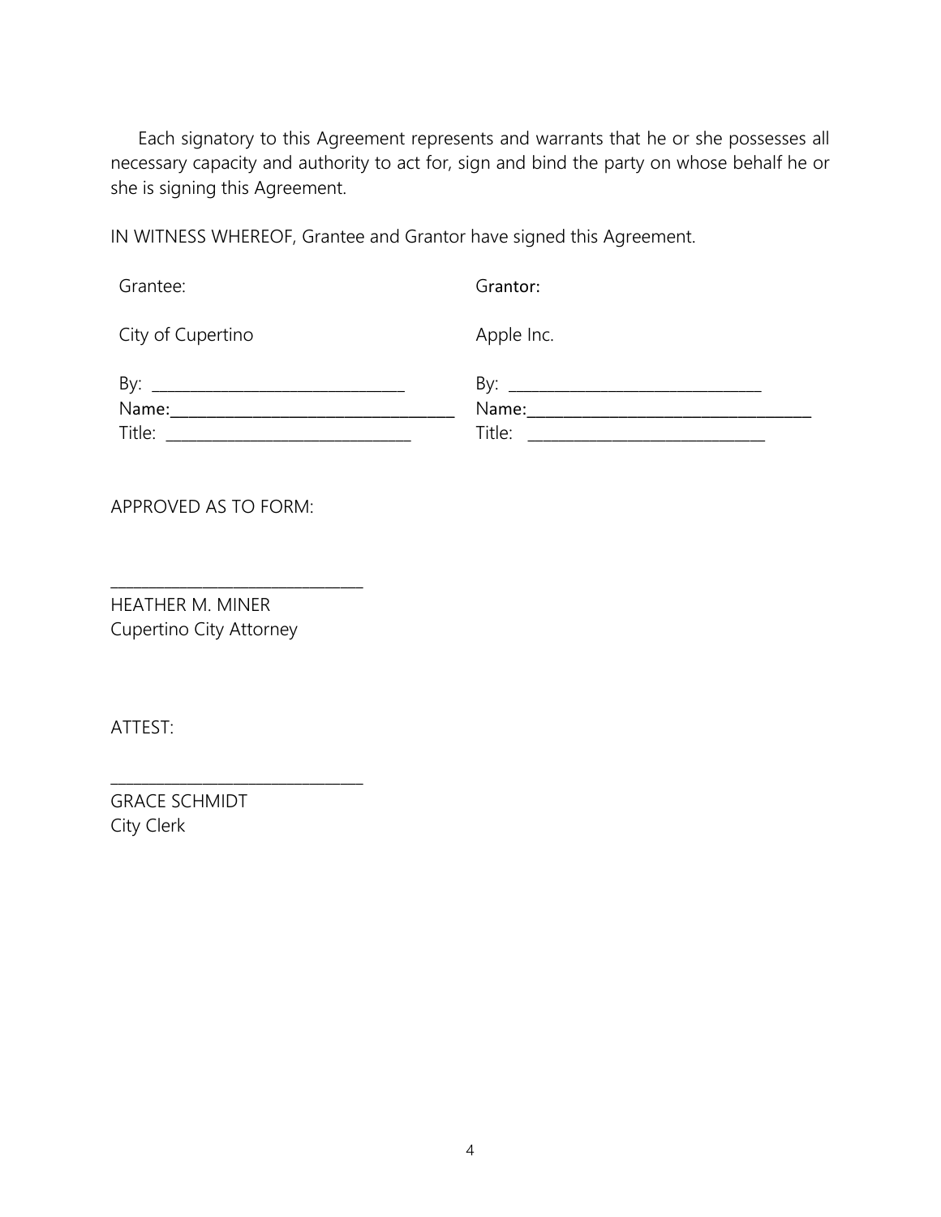Each signatory to this Agreement represents and warrants that he or she possesses all necessary capacity and authority to act for, sign and bind the party on whose behalf he or she is signing this Agreement.

IN WITNESS WHEREOF, Grantee and Grantor have signed this Agreement.

| Grantee: | Grantor: |
|---|---|
| City of Cupertino | Apple Inc. |
| By: ______________________________ | By: ______________________________ |
| Name:________________________________ | Name:________________________________ |
| Title: ____________________________ | Title: ____________________________ |

APPROVED AS TO FORM:

______________________________
HEATHER M. MINER
Cupertino City Attorney

ATTEST:

______________________________
GRACE SCHMIDT
City Clerk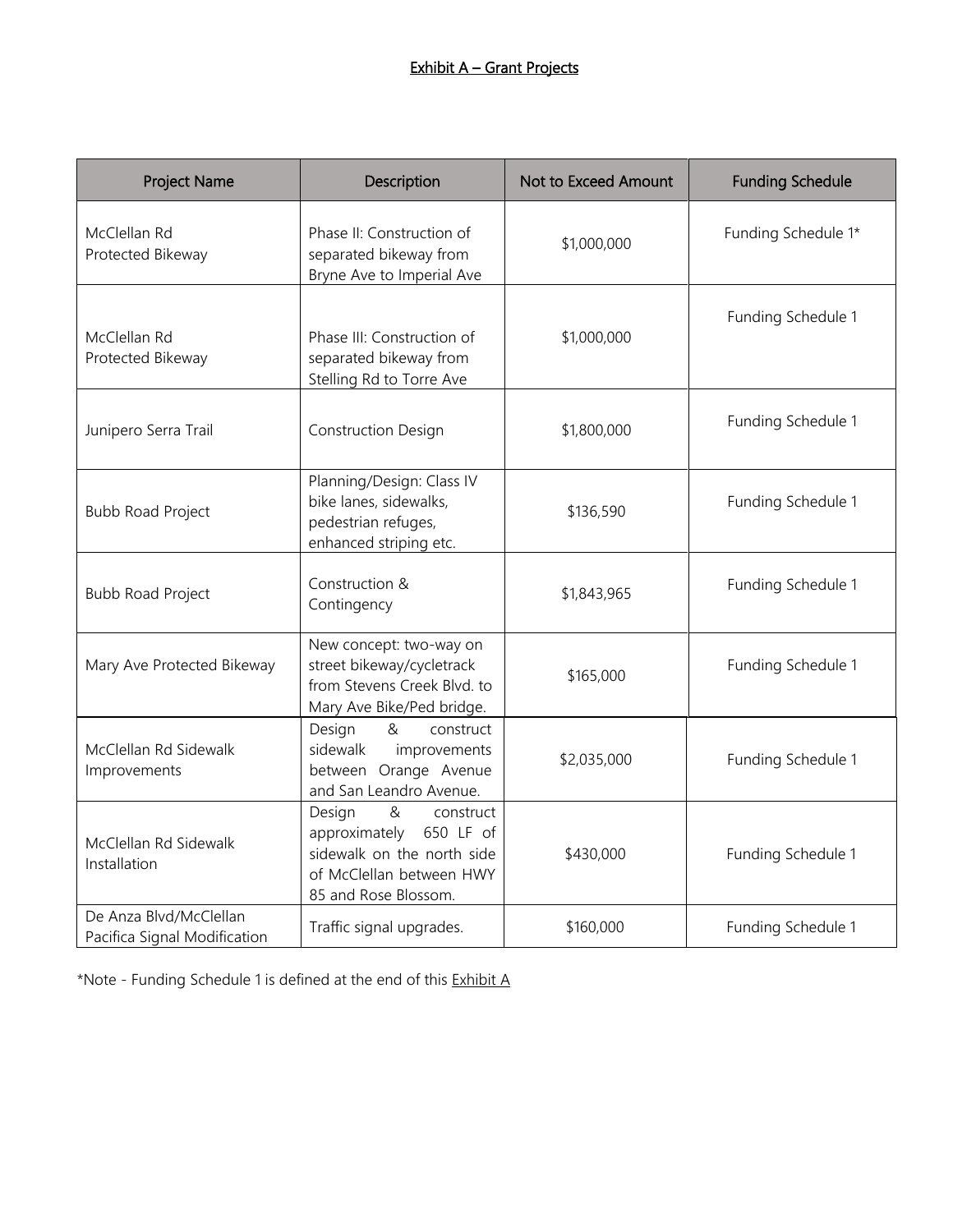# Exhibit A – Grant Projects

| Project Name | Description | Not to Exceed Amount | Funding Schedule |
|---|---|---|---|
| McClellan Rd Protected Bikeway | Phase II: Construction of separated bikeway from Bryne Ave to Imperial Ave | $1,000,000 | Funding Schedule 1* |
| McClellan Rd Protected Bikeway | Phase III: Construction of separated bikeway from Stelling Rd to Torre Ave | $1,000,000 | Funding Schedule 1 |
| Junipero Serra Trail | Construction Design | $1,800,000 | Funding Schedule 1 |
| Bubb Road Project | Planning/Design: Class IV bike lanes, sidewalks, pedestrian refuges, enhanced striping etc. | $136,590 | Funding Schedule 1 |
| Bubb Road Project | Construction & Contingency | $1,843,965 | Funding Schedule 1 |
| Mary Ave Protected Bikeway | New concept: two-way on street bikeway/cycletrack from Stevens Creek Blvd. to Mary Ave Bike/Ped bridge. | $165,000 | Funding Schedule 1 |
| McClellan Rd Sidewalk Improvements | Design & construct sidewalk improvements between Orange Avenue and San Leandro Avenue. | $2,035,000 | Funding Schedule 1 |
| McClellan Rd Sidewalk Installation | Design & construct approximately 650 LF of sidewalk on the north side of McClellan between HWY 85 and Rose Blossom. | $430,000 | Funding Schedule 1 |
| De Anza Blvd/McClellan Pacifica Signal Modification | Traffic signal upgrades. | $160,000 | Funding Schedule 1 |

*Note - Funding Schedule 1 is defined at the end of this Exhibit A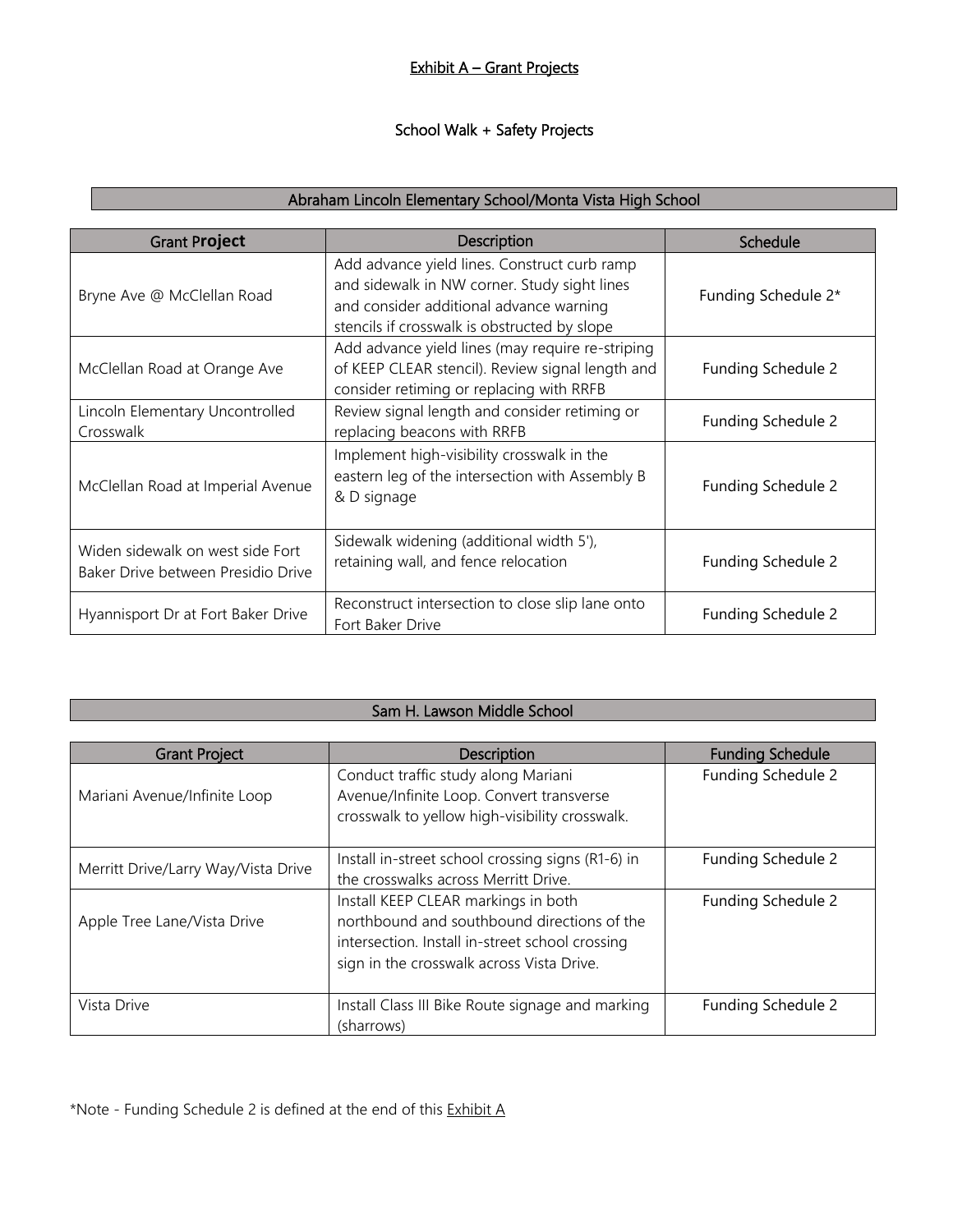# Exhibit A – Grant Projects

## School Walk + Safety Projects

### Abraham Lincoln Elementary School/Monta Vista High School

| Grant Project | Description | Schedule |
|---|---|---|
| Bryne Ave @ McClellan Road | Add advance yield lines. Construct curb ramp and sidewalk in NW corner. Study sight lines and consider additional advance warning stencils if crosswalk is obstructed by slope | Funding Schedule 2* |
| McClellan Road at Orange Ave | Add advance yield lines (may require re-striping of KEEP CLEAR stencil). Review signal length and consider retiming or replacing with RRFB | Funding Schedule 2 |
| Lincoln Elementary Uncontrolled Crosswalk | Review signal length and consider retiming or replacing beacons with RRFB | Funding Schedule 2 |
| McClellan Road at Imperial Avenue | Implement high-visibility crosswalk in the eastern leg of the intersection with Assembly B & D signage | Funding Schedule 2 |
| Widen sidewalk on west side Fort Baker Drive between Presidio Drive | Sidewalk widening (additional width 5'), retaining wall, and fence relocation | Funding Schedule 2 |
| Hyannisport Dr at Fort Baker Drive | Reconstruct intersection to close slip lane onto Fort Baker Drive | Funding Schedule 2 |

### Sam H. Lawson Middle School

| Grant Project | Description | Funding Schedule |
|---|---|---|
| Mariani Avenue/Infinite Loop | Conduct traffic study along Mariani Avenue/Infinite Loop. Convert transverse crosswalk to yellow high-visibility crosswalk. | Funding Schedule 2 |
| Merritt Drive/Larry Way/Vista Drive | Install in-street school crossing signs (R1-6) in the crosswalks across Merritt Drive. | Funding Schedule 2 |
| Apple Tree Lane/Vista Drive | Install KEEP CLEAR markings in both northbound and southbound directions of the intersection. Install in-street school crossing sign in the crosswalk across Vista Drive. | Funding Schedule 2 |
| Vista Drive | Install Class III Bike Route signage and marking (sharrows) | Funding Schedule 2 |

*Note - Funding Schedule 2 is defined at the end of this Exhibit A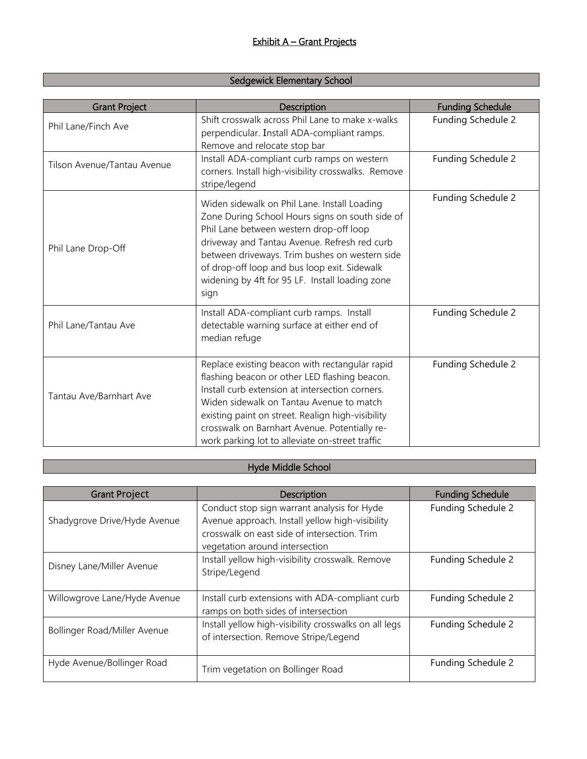## Exhibit A – Grant Projects

### Sedgewick Elementary School

| Grant Project | Description | Funding Schedule |
|---|---|---|
| Phil Lane/Finch Ave | Shift crosswalk across Phil Lane to make x-walks perpendicular. Install ADA-compliant ramps. Remove and relocate stop bar | Funding Schedule 2 |
| Tilson Avenue/Tantau Avenue | Install ADA-compliant curb ramps on western corners. Install high-visibility crosswalks. Remove stripe/legend | Funding Schedule 2 |
| Phil Lane Drop-Off | Widen sidewalk on Phil Lane. Install Loading Zone During School Hours signs on south side of Phil Lane between western drop-off loop driveway and Tantau Avenue. Refresh red curb between driveways. Trim bushes on western side of drop-off loop and bus loop exit. Sidewalk widening by 4ft for 95 LF. Install loading zone sign | Funding Schedule 2 |
| Phil Lane/Tantau Ave | Install ADA-compliant curb ramps. Install detectable warning surface at either end of median refuge | Funding Schedule 2 |
| Tantau Ave/Barnhart Ave | Replace existing beacon with rectangular rapid flashing beacon or other LED flashing beacon. Install curb extension at intersection corners. Widen sidewalk on Tantau Avenue to match existing paint on street. Realign high-visibility crosswalk on Barnhart Avenue. Potentially re-work parking lot to alleviate on-street traffic | Funding Schedule 2 |

### Hyde Middle School

| Grant Project | Description | Funding Schedule |
|---|---|---|
| Shadygrove Drive/Hyde Avenue | Conduct stop sign warrant analysis for Hyde Avenue approach. Install yellow high-visibility crosswalk on east side of intersection. Trim vegetation around intersection | Funding Schedule 2 |
| Disney Lane/Miller Avenue | Install yellow high-visibility crosswalk. Remove Stripe/Legend | Funding Schedule 2 |
| Willowgrove Lane/Hyde Avenue | Install curb extensions with ADA-compliant curb ramps on both sides of intersection | Funding Schedule 2 |
| Bollinger Road/Miller Avenue | Install yellow high-visibility crosswalks on all legs of intersection. Remove Stripe/Legend | Funding Schedule 2 |
| Hyde Avenue/Bollinger Road | Trim vegetation on Bollinger Road | Funding Schedule 2 |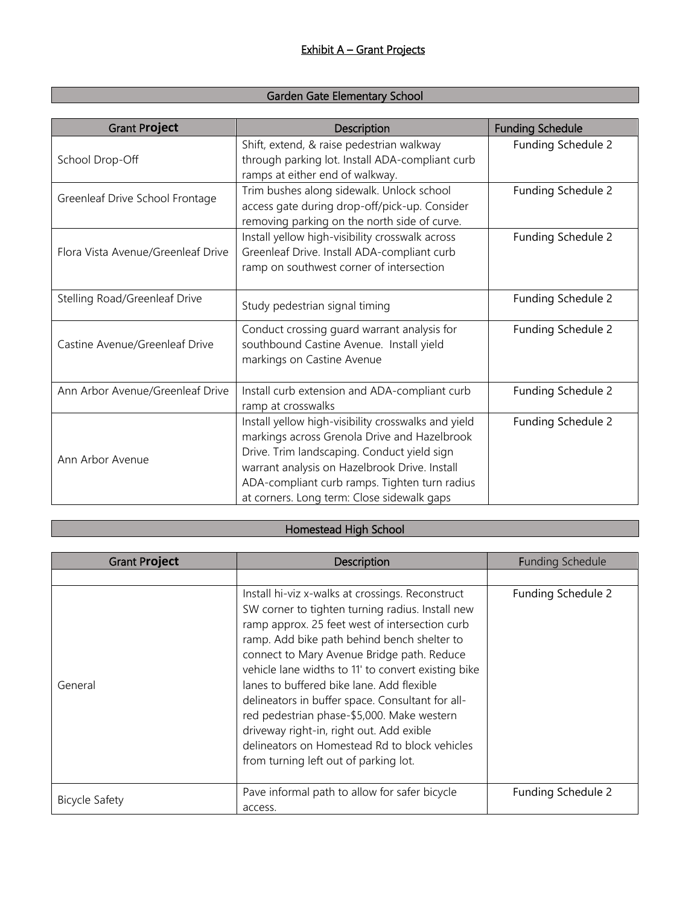# Exhibit A – Grant Projects

## Garden Gate Elementary School

| Grant Project | Description | Funding Schedule |
|---|---|---|
| School Drop-Off | Shift, extend, & raise pedestrian walkway through parking lot. Install ADA-compliant curb ramps at either end of walkway. | Funding Schedule 2 |
| Greenleaf Drive School Frontage | Trim bushes along sidewalk. Unlock school access gate during drop-off/pick-up. Consider removing parking on the north side of curve. | Funding Schedule 2 |
| Flora Vista Avenue/Greenleaf Drive | Install yellow high-visibility crosswalk across Greenleaf Drive. Install ADA-compliant curb ramp on southwest corner of intersection | Funding Schedule 2 |
| Stelling Road/Greenleaf Drive | Study pedestrian signal timing | Funding Schedule 2 |
| Castine Avenue/Greenleaf Drive | Conduct crossing guard warrant analysis for southbound Castine Avenue. Install yield markings on Castine Avenue | Funding Schedule 2 |
| Ann Arbor Avenue/Greenleaf Drive | Install curb extension and ADA-compliant curb ramp at crosswalks | Funding Schedule 2 |
| Ann Arbor Avenue | Install yellow high-visibility crosswalks and yield markings across Grenola Drive and Hazelbrook Drive. Trim landscaping. Conduct yield sign warrant analysis on Hazelbrook Drive. Install ADA-compliant curb ramps. Tighten turn radius at corners. Long term: Close sidewalk gaps | Funding Schedule 2 |

## Homestead High School

| Grant Project | Description | Funding Schedule |
|---|---|---|
| | | |
| General | Install hi-viz x-walks at crossings. Reconstruct SW corner to tighten turning radius. Install new ramp approx. 25 feet west of intersection curb ramp. Add bike path behind bench shelter to connect to Mary Avenue Bridge path. Reduce vehicle lane widths to 11' to convert existing bike lanes to buffered bike lane. Add flexible delineators in buffer space. Consultant for all-red pedestrian phase-$5,000. Make western driveway right-in, right out. Add exible delineators on Homestead Rd to block vehicles from turning left out of parking lot. | Funding Schedule 2 |
| Bicycle Safety | Pave informal path to allow for safer bicycle access. | Funding Schedule 2 |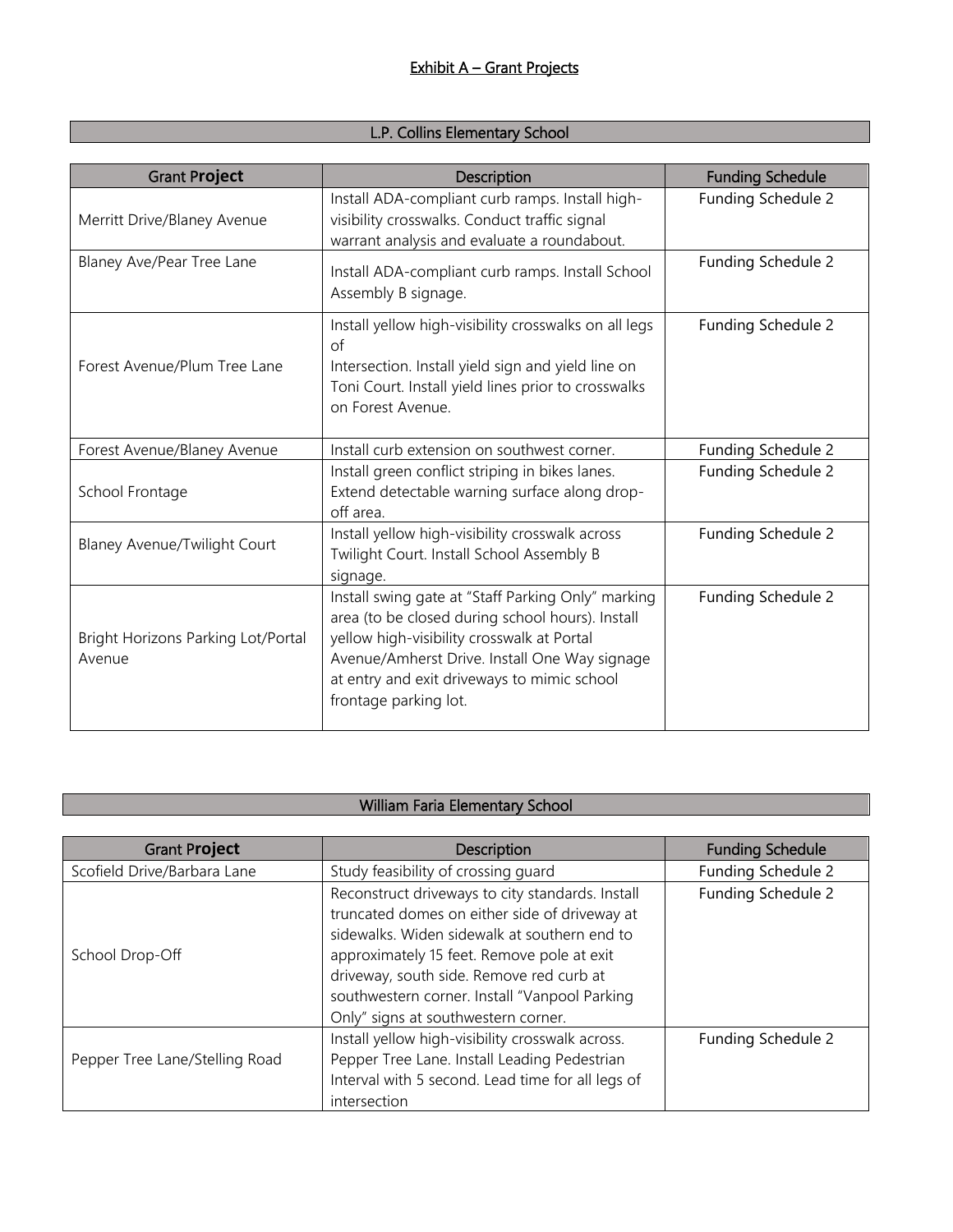# Exhibit A – Grant Projects

## L.P. Collins Elementary School

| Grant Project | Description | Funding Schedule |
|---|---|---|
| Merritt Drive/Blaney Avenue | Install ADA-compliant curb ramps. Install high-visibility crosswalks. Conduct traffic signal warrant analysis and evaluate a roundabout. | Funding Schedule 2 |
| Blaney Ave/Pear Tree Lane | Install ADA-compliant curb ramps. Install School Assembly B signage. | Funding Schedule 2 |
| Forest Avenue/Plum Tree Lane | Install yellow high-visibility crosswalks on all legs of Intersection. Install yield sign and yield line on Toni Court. Install yield lines prior to crosswalks on Forest Avenue. | Funding Schedule 2 |
| Forest Avenue/Blaney Avenue | Install curb extension on southwest corner. | Funding Schedule 2 |
| School Frontage | Install green conflict striping in bikes lanes. Extend detectable warning surface along drop-off area. | Funding Schedule 2 |
| Blaney Avenue/Twilight Court | Install yellow high-visibility crosswalk across Twilight Court. Install School Assembly B signage. | Funding Schedule 2 |
| Bright Horizons Parking Lot/Portal Avenue | Install swing gate at "Staff Parking Only" marking area (to be closed during school hours). Install yellow high-visibility crosswalk at Portal Avenue/Amherst Drive. Install One Way signage at entry and exit driveways to mimic school frontage parking lot. | Funding Schedule 2 |

## William Faria Elementary School

| Grant Project | Description | Funding Schedule |
|---|---|---|
| Scofield Drive/Barbara Lane | Study feasibility of crossing guard | Funding Schedule 2 |
| School Drop-Off | Reconstruct driveways to city standards. Install truncated domes on either side of driveway at sidewalks. Widen sidewalk at southern end to approximately 15 feet. Remove pole at exit driveway, south side. Remove red curb at southwestern corner. Install "Vanpool Parking Only" signs at southwestern corner. | Funding Schedule 2 |
| Pepper Tree Lane/Stelling Road | Install yellow high-visibility crosswalk across. Pepper Tree Lane. Install Leading Pedestrian Interval with 5 second. Lead time for all legs of intersection | Funding Schedule 2 |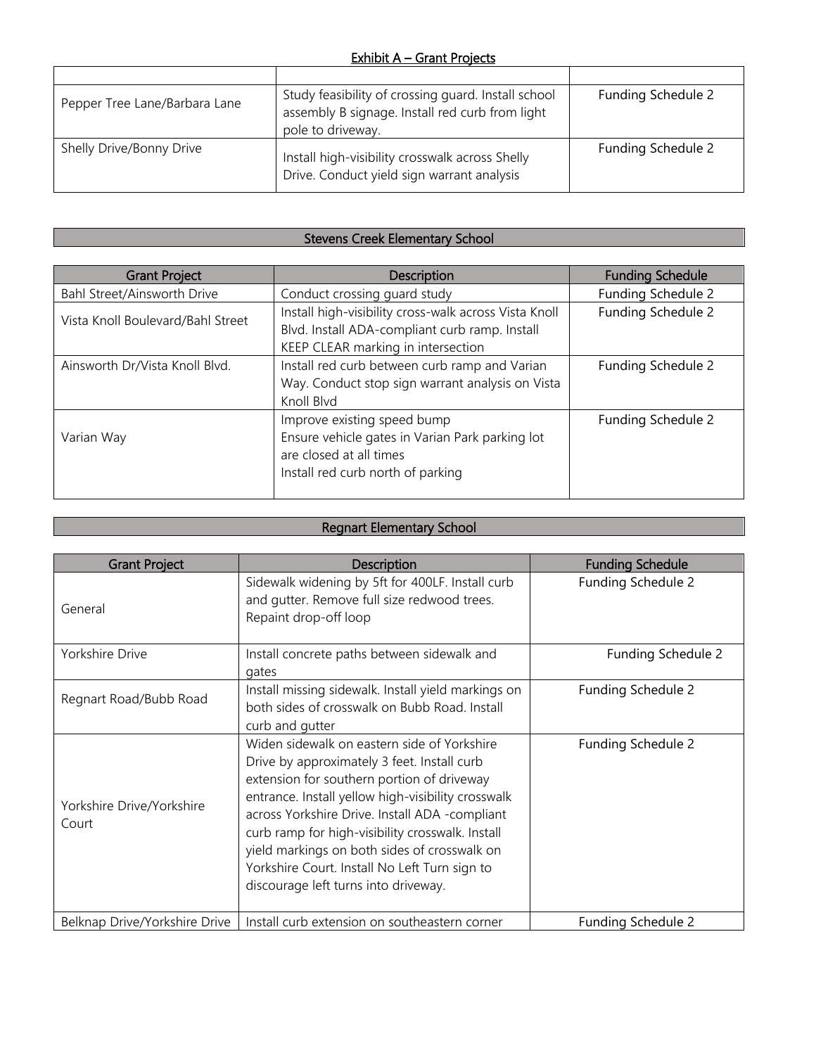## Exhibit A – Grant Projects

| | | |
|---|---|---|
| Pepper Tree Lane/Barbara Lane | Study feasibility of crossing guard. Install school assembly B signage. Install red curb from light pole to driveway. | Funding Schedule 2 |
| Shelly Drive/Bonny Drive | Install high-visibility crosswalk across Shelly Drive. Conduct yield sign warrant analysis | Funding Schedule 2 |

### Stevens Creek Elementary School

| Grant Project | Description | Funding Schedule |
|---|---|---|
| Bahl Street/Ainsworth Drive | Conduct crossing guard study | Funding Schedule 2 |
| Vista Knoll Boulevard/Bahl Street | Install high-visibility cross-walk across Vista Knoll Blvd. Install ADA-compliant curb ramp. Install KEEP CLEAR marking in intersection | Funding Schedule 2 |
| Ainsworth Dr/Vista Knoll Blvd. | Install red curb between curb ramp and Varian Way. Conduct stop sign warrant analysis on Vista Knoll Blvd | Funding Schedule 2 |
| Varian Way | Improve existing speed bump<br>Ensure vehicle gates in Varian Park parking lot are closed at all times<br>Install red curb north of parking | Funding Schedule 2 |

### Regnart Elementary School

| Grant Project | Description | Funding Schedule |
|---|---|---|
| General | Sidewalk widening by 5ft for 400LF. Install curb and gutter. Remove full size redwood trees. Repaint drop-off loop | Funding Schedule 2 |
| Yorkshire Drive | Install concrete paths between sidewalk and gates | Funding Schedule 2 |
| Regnart Road/Bubb Road | Install missing sidewalk. Install yield markings on both sides of crosswalk on Bubb Road. Install curb and gutter | Funding Schedule 2 |
| Yorkshire Drive/Yorkshire Court | Widen sidewalk on eastern side of Yorkshire Drive by approximately 3 feet. Install curb extension for southern portion of driveway entrance. Install yellow high-visibility crosswalk across Yorkshire Drive. Install ADA -compliant curb ramp for high-visibility crosswalk. Install yield markings on both sides of crosswalk on Yorkshire Court. Install No Left Turn sign to discourage left turns into driveway. | Funding Schedule 2 |
| Belknap Drive/Yorkshire Drive | Install curb extension on southeastern corner | Funding Schedule 2 |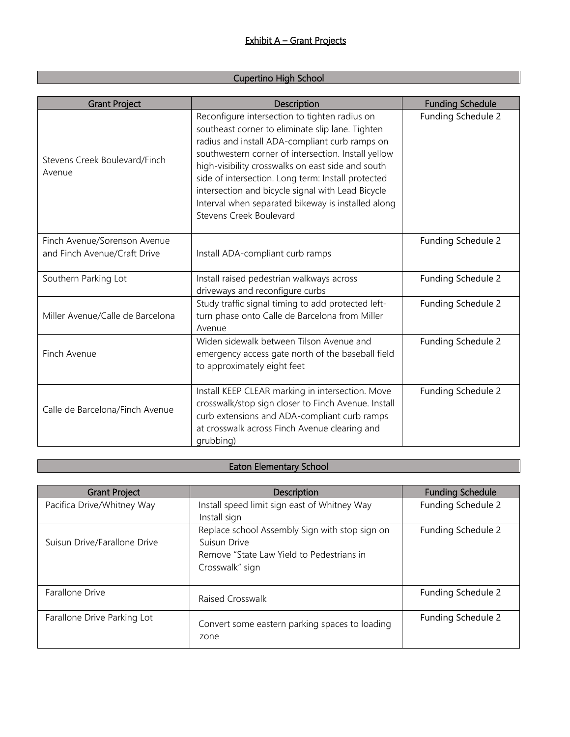## Exhibit A – Grant Projects

### Cupertino High School

| Grant Project | Description | Funding Schedule |
|---|---|---|
| Stevens Creek Boulevard/Finch Avenue | Reconfigure intersection to tighten radius on southeast corner to eliminate slip lane. Tighten radius and install ADA-compliant curb ramps on southwestern corner of intersection. Install yellow high-visibility crosswalks on east side and south side of intersection. Long term: Install protected intersection and bicycle signal with Lead Bicycle Interval when separated bikeway is installed along Stevens Creek Boulevard | Funding Schedule 2 |
| Finch Avenue/Sorenson Avenue and Finch Avenue/Craft Drive | Install ADA-compliant curb ramps | Funding Schedule 2 |
| Southern Parking Lot | Install raised pedestrian walkways across driveways and reconfigure curbs | Funding Schedule 2 |
| Miller Avenue/Calle de Barcelona | Study traffic signal timing to add protected left-turn phase onto Calle de Barcelona from Miller Avenue | Funding Schedule 2 |
| Finch Avenue | Widen sidewalk between Tilson Avenue and emergency access gate north of the baseball field to approximately eight feet | Funding Schedule 2 |
| Calle de Barcelona/Finch Avenue | Install KEEP CLEAR marking in intersection. Move crosswalk/stop sign closer to Finch Avenue. Install curb extensions and ADA-compliant curb ramps at crosswalk across Finch Avenue clearing and grubbing) | Funding Schedule 2 |

### Eaton Elementary School

| Grant Project | Description | Funding Schedule |
|---|---|---|
| Pacifica Drive/Whitney Way | Install speed limit sign east of Whitney Way Install sign | Funding Schedule 2 |
| Suisun Drive/Farallone Drive | Replace school Assembly Sign with stop sign on Suisun Drive<br>Remove "State Law Yield to Pedestrians in Crosswalk" sign | Funding Schedule 2 |
| Farallone Drive | Raised Crosswalk | Funding Schedule 2 |
| Farallone Drive Parking Lot | Convert some eastern parking spaces to loading zone | Funding Schedule 2 |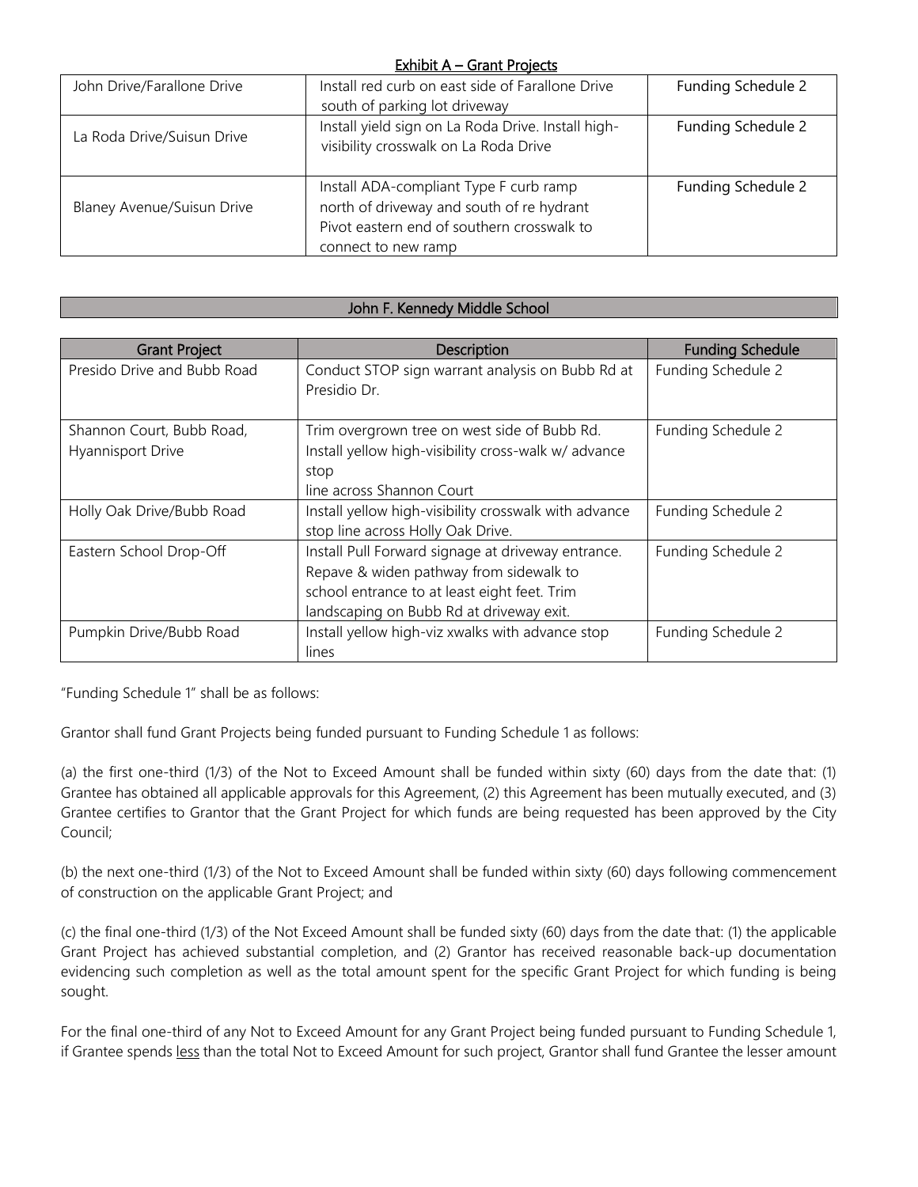## Exhibit A – Grant Projects

| | | |
|---|---|---|
| John Drive/Farallone Drive | Install red curb on east side of Farallone Drive south of parking lot driveway | Funding Schedule 2 |
| La Roda Drive/Suisun Drive | Install yield sign on La Roda Drive. Install high-visibility crosswalk on La Roda Drive | Funding Schedule 2 |
| Blaney Avenue/Suisun Drive | Install ADA-compliant Type F curb ramp north of driveway and south of re hydrant Pivot eastern end of southern crosswalk to connect to new ramp | Funding Schedule 2 |

### John F. Kennedy Middle School

| Grant Project | Description | Funding Schedule |
|---|---|---|
| Presido Drive and Bubb Road | Conduct STOP sign warrant analysis on Bubb Rd at Presidio Dr. | Funding Schedule 2 |
| Shannon Court, Bubb Road, Hyannisport Drive | Trim overgrown tree on west side of Bubb Rd. Install yellow high-visibility cross-walk w/ advance stop line across Shannon Court | Funding Schedule 2 |
| Holly Oak Drive/Bubb Road | Install yellow high-visibility crosswalk with advance stop line across Holly Oak Drive. | Funding Schedule 2 |
| Eastern School Drop-Off | Install Pull Forward signage at driveway entrance. Repave & widen pathway from sidewalk to school entrance to at least eight feet. Trim landscaping on Bubb Rd at driveway exit. | Funding Schedule 2 |
| Pumpkin Drive/Bubb Road | Install yellow high-viz xwalks with advance stop lines | Funding Schedule 2 |

"Funding Schedule 1" shall be as follows:

Grantor shall fund Grant Projects being funded pursuant to Funding Schedule 1 as follows:

(a) the first one-third (1/3) of the Not to Exceed Amount shall be funded within sixty (60) days from the date that: (1) Grantee has obtained all applicable approvals for this Agreement, (2) this Agreement has been mutually executed, and (3) Grantee certifies to Grantor that the Grant Project for which funds are being requested has been approved by the City Council;

(b) the next one-third (1/3) of the Not to Exceed Amount shall be funded within sixty (60) days following commencement of construction on the applicable Grant Project; and

(c) the final one-third (1/3) of the Not Exceed Amount shall be funded sixty (60) days from the date that: (1) the applicable Grant Project has achieved substantial completion, and (2) Grantor has received reasonable back-up documentation evidencing such completion as well as the total amount spent for the specific Grant Project for which funding is being sought.

For the final one-third of any Not to Exceed Amount for any Grant Project being funded pursuant to Funding Schedule 1, if Grantee spends less than the total Not to Exceed Amount for such project, Grantor shall fund Grantee the lesser amount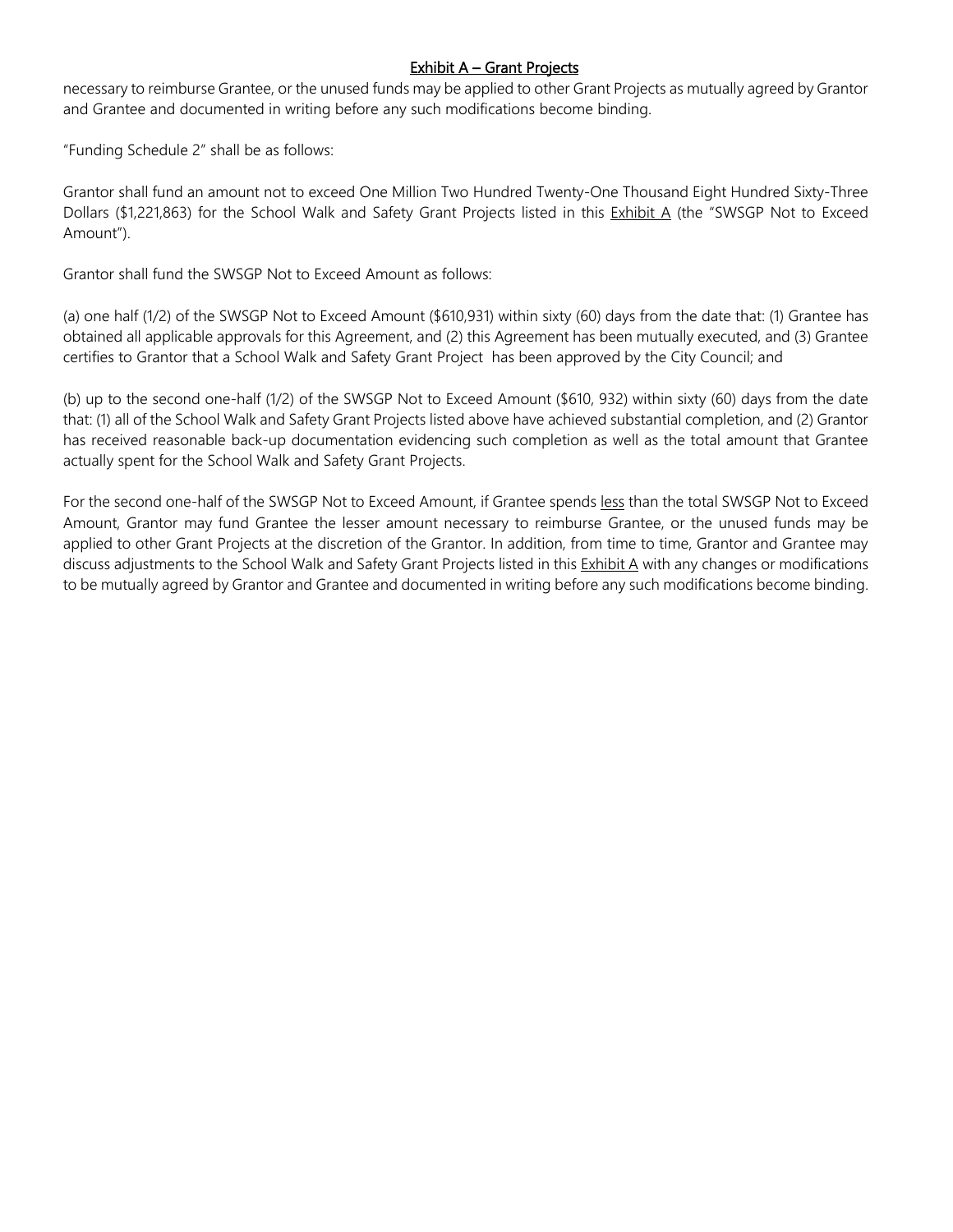# <u>Exhibit A – Grant Projects</u>

necessary to reimburse Grantee, or the unused funds may be applied to other Grant Projects as mutually agreed by Grantor and Grantee and documented in writing before any such modifications become binding.

"Funding Schedule 2" shall be as follows:

Grantor shall fund an amount not to exceed One Million Two Hundred Twenty-One Thousand Eight Hundred Sixty-Three Dollars ($1,221,863) for the School Walk and Safety Grant Projects listed in this <u>Exhibit A</u> (the "SWSGP Not to Exceed Amount").

Grantor shall fund the SWSGP Not to Exceed Amount as follows:

(a) one half (1/2) of the SWSGP Not to Exceed Amount ($610,931) within sixty (60) days from the date that: (1) Grantee has obtained all applicable approvals for this Agreement, and (2) this Agreement has been mutually executed, and (3) Grantee certifies to Grantor that a School Walk and Safety Grant Project has been approved by the City Council; and

(b) up to the second one-half (1/2) of the SWSGP Not to Exceed Amount ($610, 932) within sixty (60) days from the date that: (1) all of the School Walk and Safety Grant Projects listed above have achieved substantial completion, and (2) Grantor has received reasonable back-up documentation evidencing such completion as well as the total amount that Grantee actually spent for the School Walk and Safety Grant Projects.

For the second one-half of the SWSGP Not to Exceed Amount, if Grantee spends <u>less</u> than the total SWSGP Not to Exceed Amount, Grantor may fund Grantee the lesser amount necessary to reimburse Grantee, or the unused funds may be applied to other Grant Projects at the discretion of the Grantor. In addition, from time to time, Grantor and Grantee may discuss adjustments to the School Walk and Safety Grant Projects listed in this <u>Exhibit A</u> with any changes or modifications to be mutually agreed by Grantor and Grantee and documented in writing before any such modifications become binding.